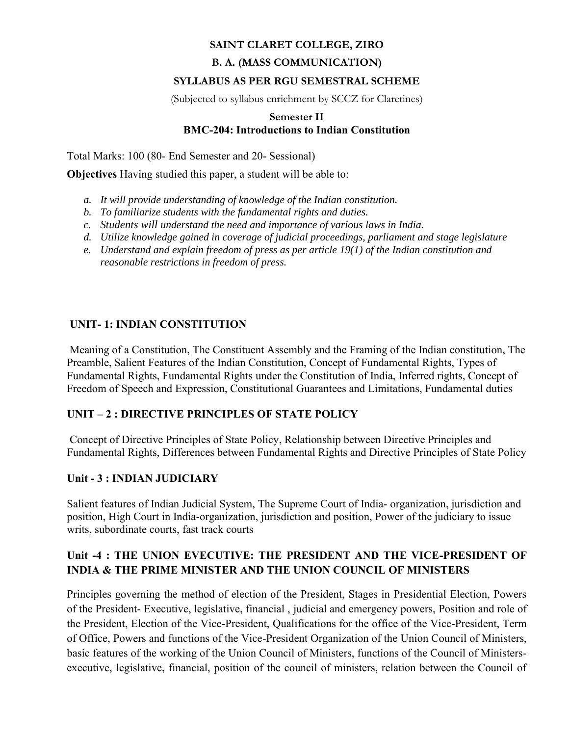**SAINT CLARET COLLEGE, ZIRO**

**B. A. (MASS COMMUNICATION)**

**SYLLABUS AS PER RGU SEMESTRAL SCHEME**

(Subjected to syllabus enrichment by SCCZ for Claretines)

**Semester II**

**BMC-204: Introductions to Indian Constitution**

Total Marks: 100 (80- End Semester and 20- Sessional)

**Objectives** Having studied this paper, a student will be able to:

a. *It will provide understanding of knowledge of the Indian constitution.*
b. *To familiarize students with the fundamental rights and duties.*
c. *Students will understand the need and importance of various laws in India.*
d. *Utilize knowledge gained in coverage of judicial proceedings, parliament and stage legislature*
e. *Understand and explain freedom of press as per article 19(1) of the Indian constitution and reasonable restrictions in freedom of press.*

## UNIT- 1: INDIAN CONSTITUTION

Meaning of a Constitution, The Constituent Assembly and the Framing of the Indian constitution, The Preamble, Salient Features of the Indian Constitution, Concept of Fundamental Rights, Types of Fundamental Rights, Fundamental Rights under the Constitution of India, Inferred rights, Concept of Freedom of Speech and Expression, Constitutional Guarantees and Limitations, Fundamental duties

## UNIT – 2 : DIRECTIVE PRINCIPLES OF STATE POLICY

Concept of Directive Principles of State Policy, Relationship between Directive Principles and Fundamental Rights, Differences between Fundamental Rights and Directive Principles of State Policy

## Unit - 3 : INDIAN JUDICIARY

Salient features of Indian Judicial System, The Supreme Court of India- organization, jurisdiction and position, High Court in India-organization, jurisdiction and position, Power of the judiciary to issue writs, subordinate courts, fast track courts

## Unit -4 : THE UNION EVECUTIVE: THE PRESIDENT AND THE VICE-PRESIDENT OF INDIA & THE PRIME MINISTER AND THE UNION COUNCIL OF MINISTERS

Principles governing the method of election of the President, Stages in Presidential Election, Powers of the President- Executive, legislative, financial , judicial and emergency powers, Position and role of the President, Election of the Vice-President, Qualifications for the office of the Vice-President, Term of Office, Powers and functions of the Vice-President Organization of the Union Council of Ministers, basic features of the working of the Union Council of Ministers, functions of the Council of Ministers-executive, legislative, financial, position of the council of ministers, relation between the Council of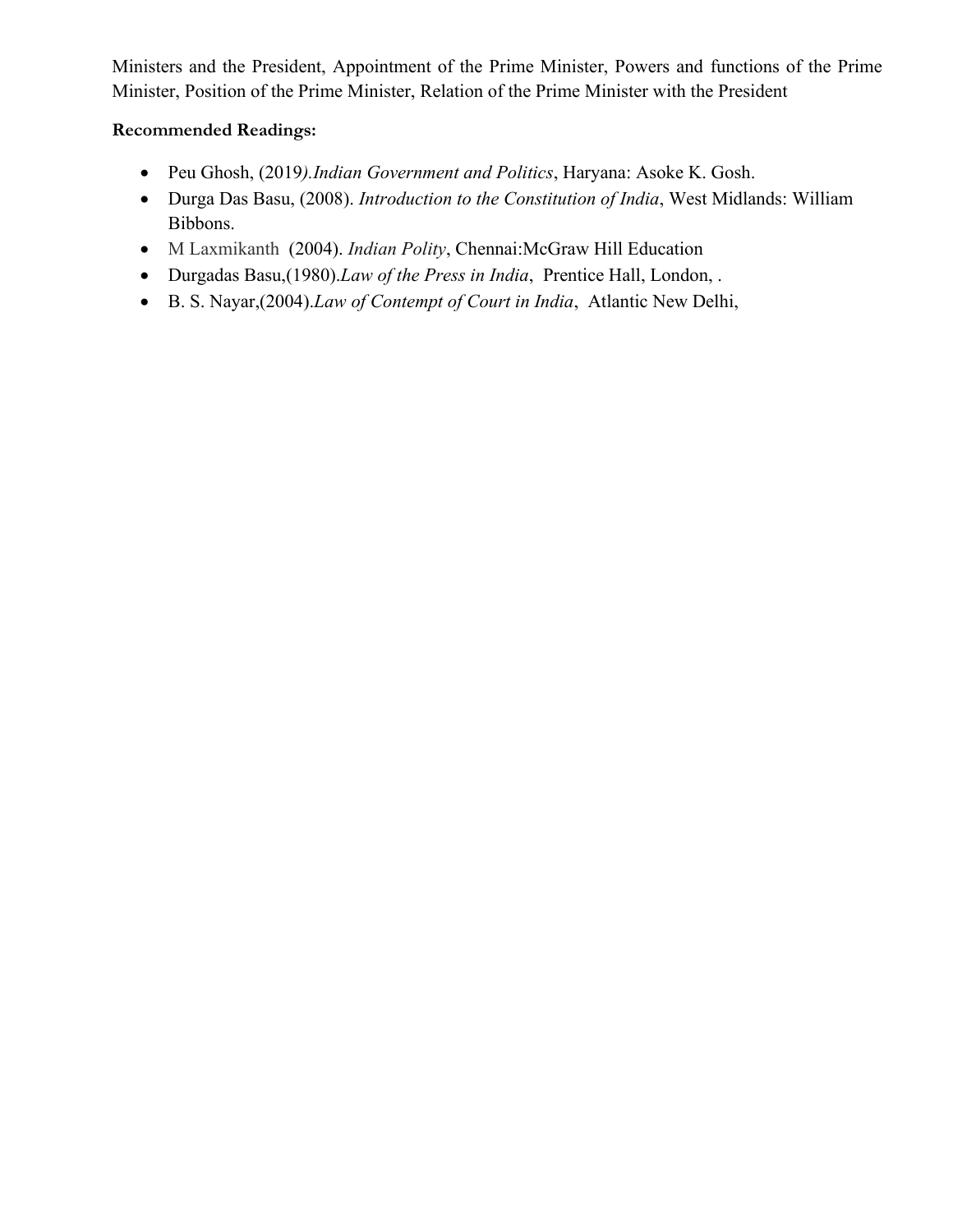Ministers and the President, Appointment of the Prime Minister, Powers and functions of the Prime Minister, Position of the Prime Minister, Relation of the Prime Minister with the President

**Recommended Readings:**

- Peu Ghosh, (2019).*Indian Government and Politics*, Haryana: Asoke K. Gosh.
- Durga Das Basu, (2008). *Introduction to the Constitution of India*, West Midlands: William Bibbons.
- M Laxmikanth (2004). *Indian Polity*, Chennai:McGraw Hill Education
- Durgadas Basu,(1980).*Law of the Press in India*, Prentice Hall, London, .
- B. S. Nayar,(2004).*Law of Contempt of Court in India*, Atlantic New Delhi,